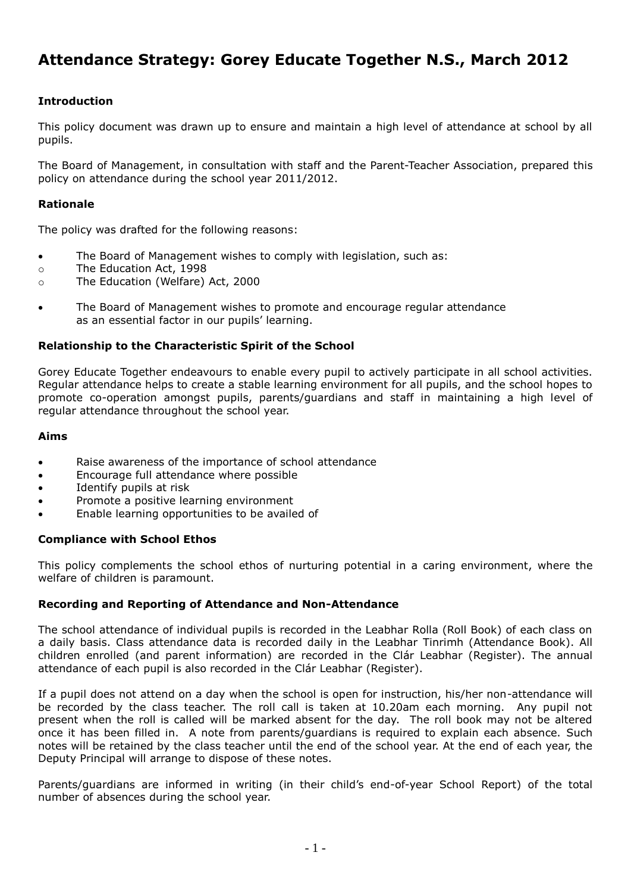# Attendance Strategy: Gorey Educate Together N.S., March 2012

### Introduction

This policy document was drawn up to ensure and maintain a high level of attendance at school by all pupils.

The Board of Management, in consultation with staff and the Parent-Teacher Association, prepared this policy on attendance during the school year 2011/2012.

### Rationale

The policy was drafted for the following reasons:

- The Board of Management wishes to comply with legislation, such as:
  - The Education Act, 1998
  - The Education (Welfare) Act, 2000
- The Board of Management wishes to promote and encourage regular attendance as an essential factor in our pupils' learning.

### Relationship to the Characteristic Spirit of the School

Gorey Educate Together endeavours to enable every pupil to actively participate in all school activities. Regular attendance helps to create a stable learning environment for all pupils, and the school hopes to promote co-operation amongst pupils, parents/guardians and staff in maintaining a high level of regular attendance throughout the school year.

### Aims

- Raise awareness of the importance of school attendance
- Encourage full attendance where possible
- Identify pupils at risk
- Promote a positive learning environment
- Enable learning opportunities to be availed of

### Compliance with School Ethos

This policy complements the school ethos of nurturing potential in a caring environment, where the welfare of children is paramount.

### Recording and Reporting of Attendance and Non-Attendance

The school attendance of individual pupils is recorded in the Leabhar Rolla (Roll Book) of each class on a daily basis. Class attendance data is recorded daily in the Leabhar Tinrimh (Attendance Book). All children enrolled (and parent information) are recorded in the Clár Leabhar (Register). The annual attendance of each pupil is also recorded in the Clár Leabhar (Register).

If a pupil does not attend on a day when the school is open for instruction, his/her non-attendance will be recorded by the class teacher. The roll call is taken at 10.20am each morning. Any pupil not present when the roll is called will be marked absent for the day. The roll book may not be altered once it has been filled in. A note from parents/guardians is required to explain each absence. Such notes will be retained by the class teacher until the end of the school year. At the end of each year, the Deputy Principal will arrange to dispose of these notes.

Parents/guardians are informed in writing (in their child's end-of-year School Report) of the total number of absences during the school year.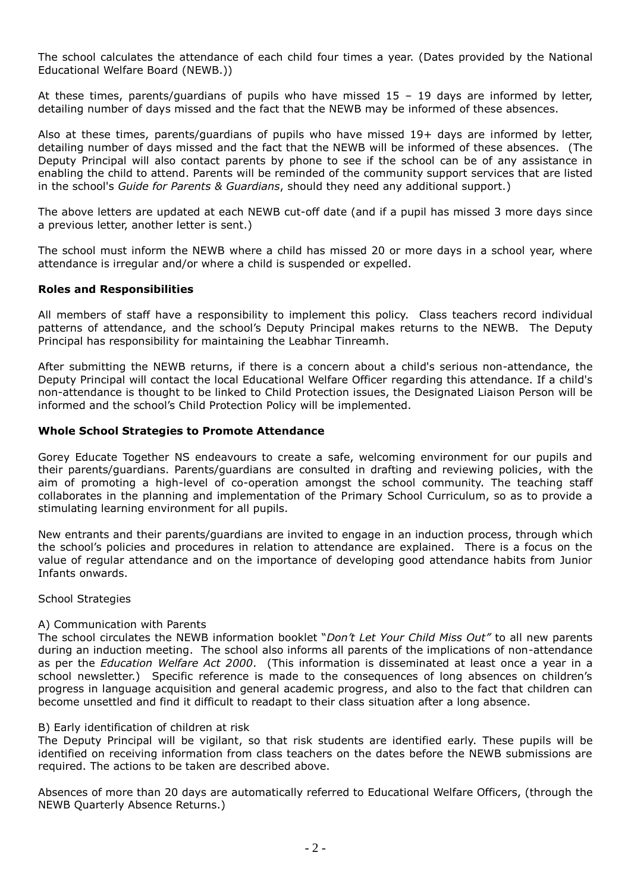The school calculates the attendance of each child four times a year. (Dates provided by the National Educational Welfare Board (NEWB.))

At these times, parents/guardians of pupils who have missed 15 – 19 days are informed by letter, detailing number of days missed and the fact that the NEWB may be informed of these absences.

Also at these times, parents/guardians of pupils who have missed 19+ days are informed by letter, detailing number of days missed and the fact that the NEWB will be informed of these absences. (The Deputy Principal will also contact parents by phone to see if the school can be of any assistance in enabling the child to attend. Parents will be reminded of the community support services that are listed in the school's *Guide for Parents & Guardians*, should they need any additional support.)

The above letters are updated at each NEWB cut-off date (and if a pupil has missed 3 more days since a previous letter, another letter is sent.)

The school must inform the NEWB where a child has missed 20 or more days in a school year, where attendance is irregular and/or where a child is suspended or expelled.

**Roles and Responsibilities**

All members of staff have a responsibility to implement this policy. Class teachers record individual patterns of attendance, and the school's Deputy Principal makes returns to the NEWB. The Deputy Principal has responsibility for maintaining the Leabhar Tinreamh.

After submitting the NEWB returns, if there is a concern about a child's serious non-attendance, the Deputy Principal will contact the local Educational Welfare Officer regarding this attendance. If a child's non-attendance is thought to be linked to Child Protection issues, the Designated Liaison Person will be informed and the school's Child Protection Policy will be implemented.

**Whole School Strategies to Promote Attendance**

Gorey Educate Together NS endeavours to create a safe, welcoming environment for our pupils and their parents/guardians. Parents/guardians are consulted in drafting and reviewing policies, with the aim of promoting a high-level of co-operation amongst the school community. The teaching staff collaborates in the planning and implementation of the Primary School Curriculum, so as to provide a stimulating learning environment for all pupils.

New entrants and their parents/guardians are invited to engage in an induction process, through which the school's policies and procedures in relation to attendance are explained. There is a focus on the value of regular attendance and on the importance of developing good attendance habits from Junior Infants onwards.

School Strategies

A) Communication with Parents
The school circulates the NEWB information booklet "*Don't Let Your Child Miss Out"* to all new parents during an induction meeting. The school also informs all parents of the implications of non-attendance as per the *Education Welfare Act 2000*. (This information is disseminated at least once a year in a school newsletter.) Specific reference is made to the consequences of long absences on children's progress in language acquisition and general academic progress, and also to the fact that children can become unsettled and find it difficult to readapt to their class situation after a long absence.

B) Early identification of children at risk
The Deputy Principal will be vigilant, so that risk students are identified early. These pupils will be identified on receiving information from class teachers on the dates before the NEWB submissions are required. The actions to be taken are described above.

Absences of more than 20 days are automatically referred to Educational Welfare Officers, (through the NEWB Quarterly Absence Returns.)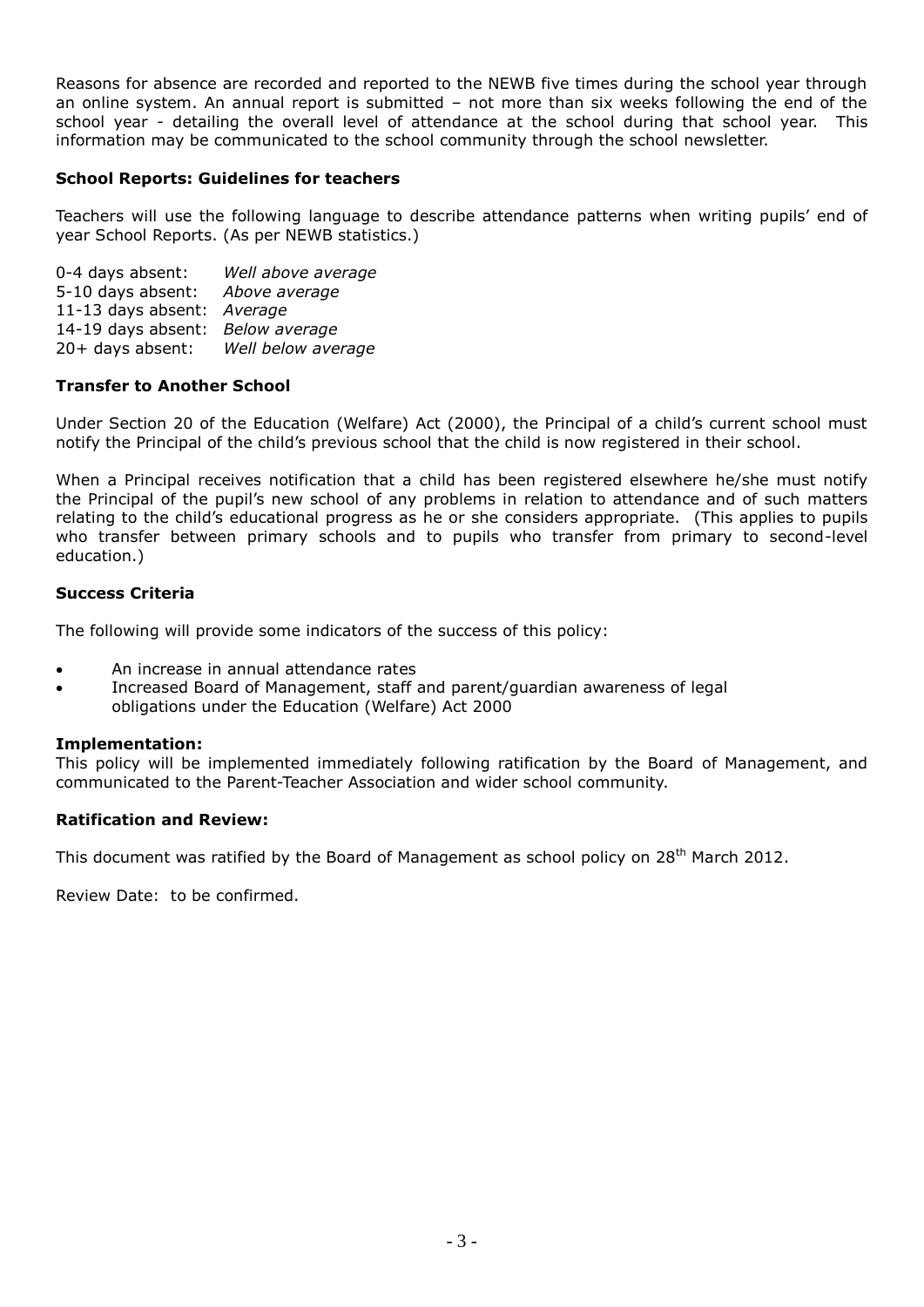Reasons for absence are recorded and reported to the NEWB five times during the school year through an online system. An annual report is submitted – not more than six weeks following the end of the school year - detailing the overall level of attendance at the school during that school year. This information may be communicated to the school community through the school newsletter.

### School Reports: Guidelines for teachers

Teachers will use the following language to describe attendance patterns when writing pupils' end of year School Reports. (As per NEWB statistics.)

0-4 days absent: *Well above average*
5-10 days absent: *Above average*
11-13 days absent: *Average*
14-19 days absent: *Below average*
20+ days absent: *Well below average*

### Transfer to Another School

Under Section 20 of the Education (Welfare) Act (2000), the Principal of a child's current school must notify the Principal of the child's previous school that the child is now registered in their school.

When a Principal receives notification that a child has been registered elsewhere he/she must notify the Principal of the pupil's new school of any problems in relation to attendance and of such matters relating to the child's educational progress as he or she considers appropriate. (This applies to pupils who transfer between primary schools and to pupils who transfer from primary to second-level education.)

### Success Criteria

The following will provide some indicators of the success of this policy:

- An increase in annual attendance rates
- Increased Board of Management, staff and parent/guardian awareness of legal obligations under the Education (Welfare) Act 2000

### Implementation:

This policy will be implemented immediately following ratification by the Board of Management, and communicated to the Parent-Teacher Association and wider school community.

### Ratification and Review:

This document was ratified by the Board of Management as school policy on 28th March 2012.

Review Date: to be confirmed.